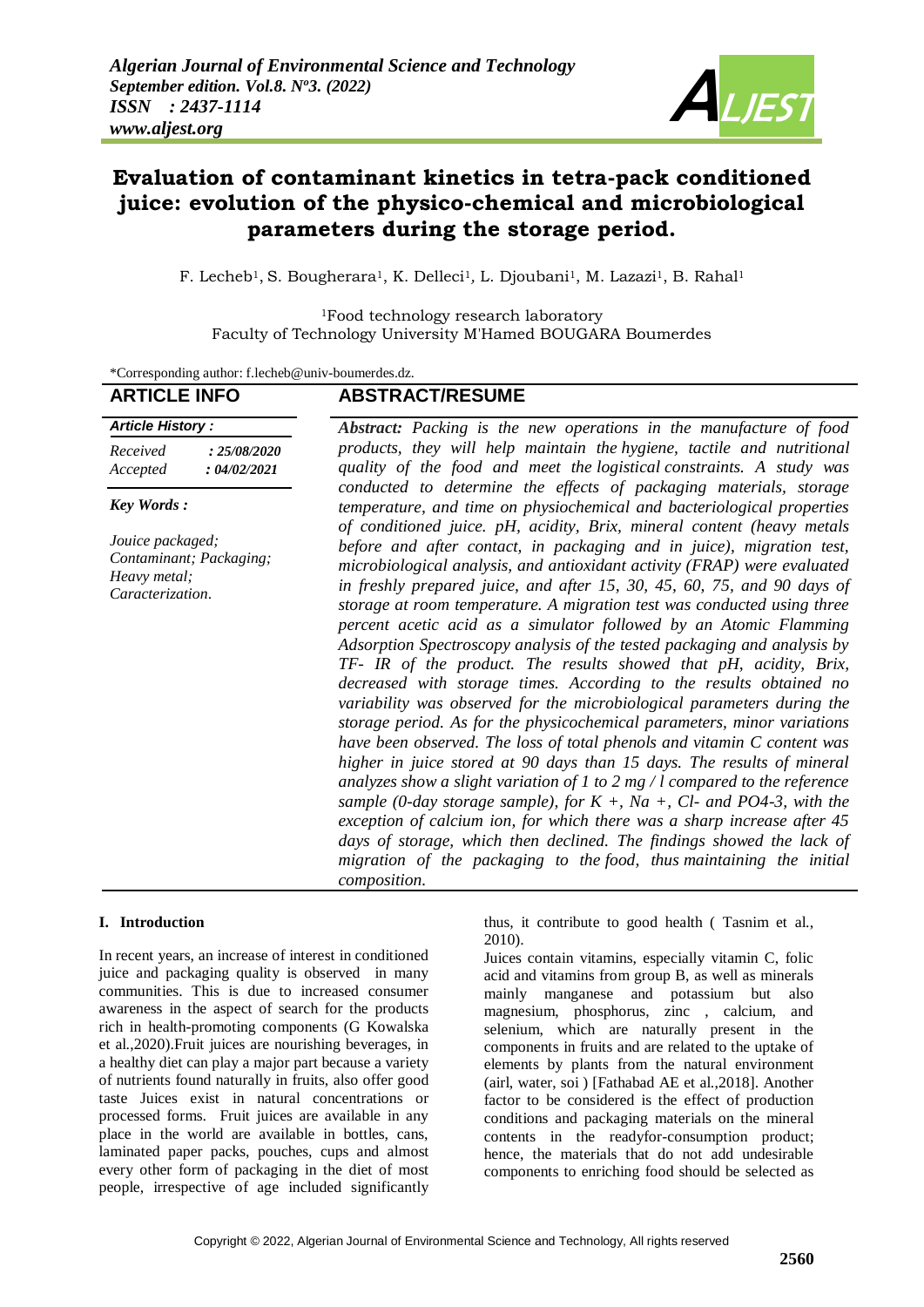# Evaluation of contaminant kinetics in tetra-pack conditioned juice: evolution of the physico-chemical and microbiological parameters during the storage period.

F. Lecheb[1], S. Bougherara[1], K. Delleci[1], L. Djoubani[1], M. Lazazi[1], B. Rahal[1]

[1]Food technology research laboratory
Faculty of Technology University M'Hamed BOUGARA Boumerdes

*Corresponding author: f.lecheb@univ-boumerdes.dz.

## ARTICLE INFO

***Article History :***

*Received* ***: 25/08/2020***
*Accepted* ***: 04/02/2021***

***Key Words :***

*Jouice packaged; Contaminant; Packaging; Heavy metal; Caracterization.*

## ABSTRACT/RESUME

***Abstract:*** *Packing is the new operations in the manufacture of food products, they will help maintain the hygiene, tactile and nutritional quality of the food and meet the logistical constraints. A study was conducted to determine the effects of packaging materials, storage temperature, and time on physiochemical and bacteriological properties of conditioned juice. pH, acidity, Brix, mineral content (heavy metals before and after contact, in packaging and in juice), migration test, microbiological analysis, and antioxidant activity (FRAP) were evaluated in freshly prepared juice, and after 15, 30, 45, 60, 75, and 90 days of storage at room temperature. A migration test was conducted using three percent acetic acid as a simulator followed by an Atomic Flamming Adsorption Spectroscopy analysis of the tested packaging and analysis by TF- IR of the product. The results showed that pH, acidity, Brix, decreased with storage times. According to the results obtained no variability was observed for the microbiological parameters during the storage period. As for the physicochemical parameters, minor variations have been observed. The loss of total phenols and vitamin C content was higher in juice stored at 90 days than 15 days. The results of mineral analyzes show a slight variation of 1 to 2 mg / l compared to the reference sample (0-day storage sample), for K +, Na +, Cl- and PO4-3, with the exception of calcium ion, for which there was a sharp increase after 45 days of storage, which then declined. The findings showed the lack of migration of the packaging to the food, thus maintaining the initial composition.*

## I. Introduction

In recent years, an increase of interest in conditioned juice and packaging quality is observed in many communities. This is due to increased consumer awareness in the aspect of search for the products rich in health-promoting components (G Kowalska et al.,2020).Fruit juices are nourishing beverages, in a healthy diet can play a major part because a variety of nutrients found naturally in fruits, also offer good taste Juices exist in natural concentrations or processed forms. Fruit juices are available in any place in the world are available in bottles, cans, laminated paper packs, pouches, cups and almost every other form of packaging in the diet of most people, irrespective of age included significantly thus, it contribute to good health ( Tasnim et al., 2010).

Juices contain vitamins, especially vitamin C, folic acid and vitamins from group B, as well as minerals mainly manganese and potassium but also magnesium, phosphorus, zinc , calcium, and selenium, which are naturally present in the components in fruits and are related to the uptake of elements by plants from the natural environment (airl, water, soi ) [Fathabad AE et al.,2018]. Another factor to be considered is the effect of production conditions and packaging materials on the mineral contents in the readyfor-consumption product; hence, the materials that do not add undesirable components to enriching food should be selected as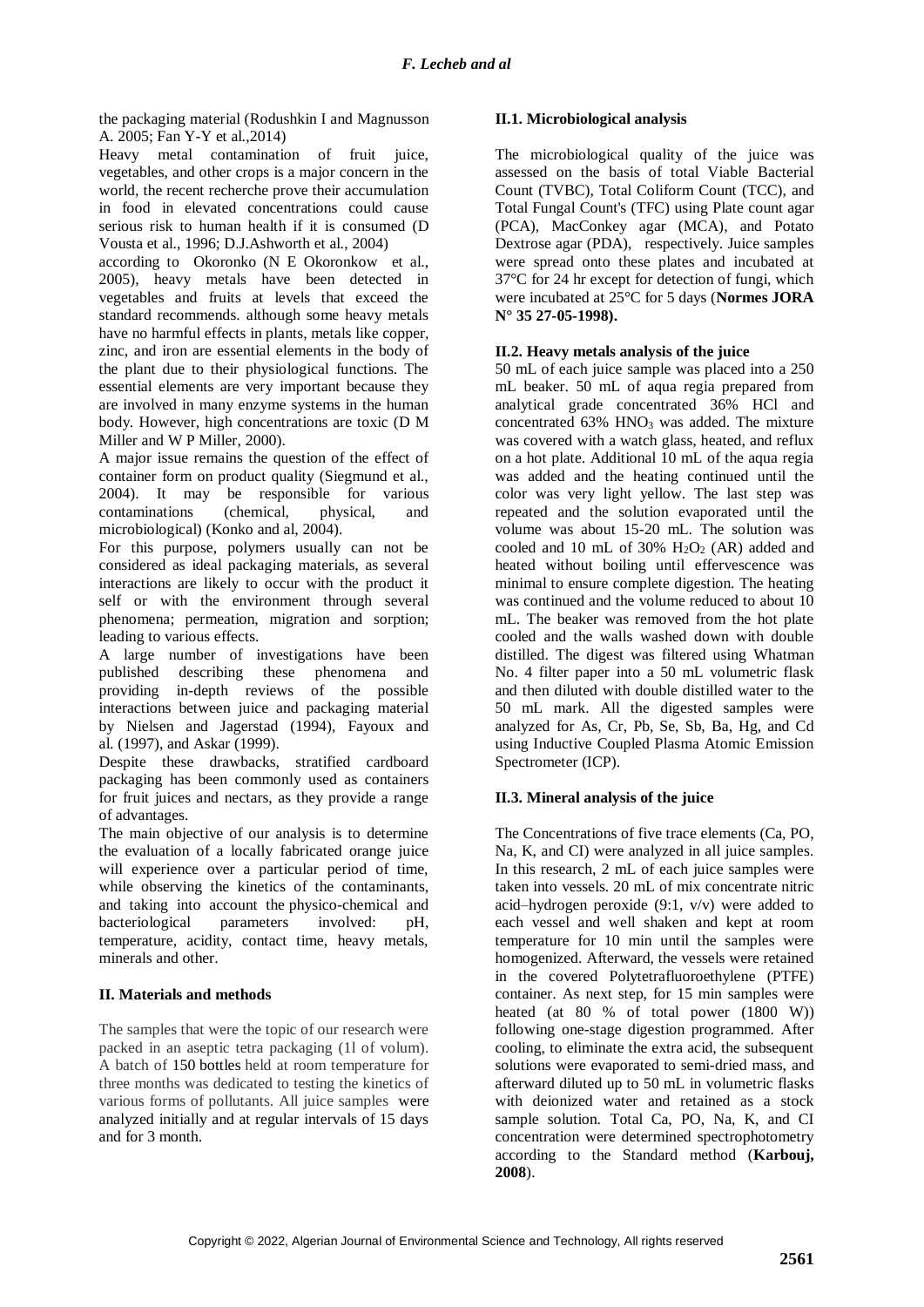the packaging material (Rodushkin I and Magnusson A. 2005; Fan Y-Y et al.,2014)

Heavy metal contamination of fruit juice, vegetables, and other crops is a major concern in the world, the recent recherche prove their accumulation in food in elevated concentrations could cause serious risk to human health if it is consumed (D Vousta et al., 1996; D.J.Ashworth et al., 2004)

according to Okoronko (N E Okoronkow et al., 2005), heavy metals have been detected in vegetables and fruits at levels that exceed the standard recommends. although some heavy metals have no harmful effects in plants, metals like copper, zinc, and iron are essential elements in the body of the plant due to their physiological functions. The essential elements are very important because they are involved in many enzyme systems in the human body. However, high concentrations are toxic (D M Miller and W P Miller, 2000).

A major issue remains the question of the effect of container form on product quality (Siegmund et al., 2004). It may be responsible for various contaminations (chemical, physical, and microbiological) (Konko and al, 2004).

For this purpose, polymers usually can not be considered as ideal packaging materials, as several interactions are likely to occur with the product it self or with the environment through several phenomena; permeation, migration and sorption; leading to various effects.

A large number of investigations have been published describing these phenomena and providing in-depth reviews of the possible interactions between juice and packaging material by Nielsen and Jagerstad (1994), Fayoux and al. (1997), and Askar (1999).

Despite these drawbacks, stratified cardboard packaging has been commonly used as containers for fruit juices and nectars, as they provide a range of advantages.

The main objective of our analysis is to determine the evaluation of a locally fabricated orange juice will experience over a particular period of time, while observing the kinetics of the contaminants, and taking into account the physico-chemical and bacteriological parameters involved: pH, temperature, acidity, contact time, heavy metals, minerals and other.

## II. Materials and methods

The samples that were the topic of our research were packed in an aseptic tetra packaging (1l of volum). A batch of 150 bottles held at room temperature for three months was dedicated to testing the kinetics of various forms of pollutants. All juice samples were analyzed initially and at regular intervals of 15 days and for 3 month.

### II.1. Microbiological analysis

The microbiological quality of the juice was assessed on the basis of total Viable Bacterial Count (TVBC), Total Coliform Count (TCC), and Total Fungal Count's (TFC) using Plate count agar (PCA), MacConkey agar (MCA), and Potato Dextrose agar (PDA), respectively. Juice samples were spread onto these plates and incubated at 37°C for 24 hr except for detection of fungi, which were incubated at 25°C for 5 days (**Normes JORA N° 35 27-05-1998).**

### II.2. Heavy metals analysis of the juice

50 mL of each juice sample was placed into a 250 mL beaker. 50 mL of aqua regia prepared from analytical grade concentrated 36% HCl and concentrated 63% $HNO_3$ was added. The mixture was covered with a watch glass, heated, and reflux on a hot plate. Additional 10 mL of the aqua regia was added and the heating continued until the color was very light yellow. The last step was repeated and the solution evaporated until the volume was about 15-20 mL. The solution was cooled and 10 mL of 30% $H_2O_2$ (AR) added and heated without boiling until effervescence was minimal to ensure complete digestion. The heating was continued and the volume reduced to about 10 mL. The beaker was removed from the hot plate cooled and the walls washed down with double distilled. The digest was filtered using Whatman No. 4 filter paper into a 50 mL volumetric flask and then diluted with double distilled water to the 50 mL mark. All the digested samples were analyzed for As, Cr, Pb, Se, Sb, Ba, Hg, and Cd using Inductive Coupled Plasma Atomic Emission Spectrometer (ICP).

### II.3. Mineral analysis of the juice

The Concentrations of five trace elements (Ca, PO, Na, K, and CI) were analyzed in all juice samples. In this research, 2 mL of each juice samples were taken into vessels. 20 mL of mix concentrate nitric acid–hydrogen peroxide (9:1, v/v) were added to each vessel and well shaken and kept at room temperature for 10 min until the samples were homogenized. Afterward, the vessels were retained in the covered Polytetrafluoroethylene (PTFE) container. As next step, for 15 min samples were heated (at 80 % of total power (1800 W)) following one-stage digestion programmed. After cooling, to eliminate the extra acid, the subsequent solutions were evaporated to semi-dried mass, and afterward diluted up to 50 mL in volumetric flasks with deionized water and retained as a stock sample solution. Total Ca, PO, Na, K, and CI concentration were determined spectrophotometry according to the Standard method (**Karbouj, 2008**).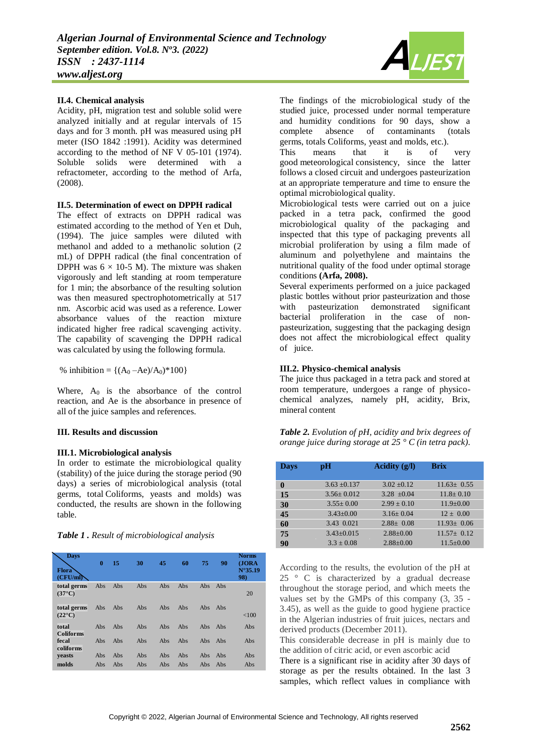**II.4. Chemical analysis**

Acidity, pH, migration test and soluble solid were analyzed initially and at regular intervals of 15 days and for 3 month. pH was measured using pH meter (ISO 1842 :1991). Acidity was determined according to the method of NF V 05-101 (1974). Soluble solids were determined with a refractometer, according to the method of Arfa, (2008).

**II.5. Determination of ewect on DPPH radical**

The effect of extracts on DPPH radical was estimated according to the method of Yen et Duh, (1994). The juice samples were diluted with methanol and added to a methanolic solution (2 mL) of DPPH radical (the final concentration of DPPH was $6 \times 10\text{-}5$ M). The mixture was shaken vigorously and left standing at room temperature for 1 min; the absorbance of the resulting solution was then measured spectrophotometrically at 517 nm. Ascorbic acid was used as a reference. Lower absorbance values of the reaction mixture indicated higher free radical scavenging activity. The capability of scavenging the DPPH radical was calculated by using the following formula.

$$\% \text{ inhibition} = \{(A_0 - Ae)/A_0)*100\}$$

Where, $A_0$ is the absorbance of the control reaction, and Ae is the absorbance in presence of all of the juice samples and references.

**III. Results and discussion**

**III.1. Microbiological analysis**

In order to estimate the microbiological quality (stability) of the juice during the storage period (90 days) a series of microbiological analysis (total germs, total Coliforms, yeasts and molds) was conducted, the results are shown in the following table.

***Table 1 .*** *Result of microbiological analysis*

| Flora (CFU/ml) \ Days | 0 | 15 | 30 | 45 | 60 | 75 | 90 | Norms (JORA N°35.19 98) |
|---|---|---|---|---|---|---|---|---|
| total germs (37°C) | Abs | Abs | Abs | Abs | Abs | Abs | Abs | 20 |
| total germs (22°C) | Abs | Abs | Abs | Abs | Abs | Abs | Abs | <100 |
| total Coliforms | Abs | Abs | Abs | Abs | Abs | Abs | Abs | Abs |
| fecal coliforms | Abs | Abs | Abs | Abs | Abs | Abs | Abs | Abs |
| yeasts | Abs | Abs | Abs | Abs | Abs | Abs | Abs | Abs |
| molds | Abs | Abs | Abs | Abs | Abs | Abs | Abs | Abs |

The findings of the microbiological study of the studied juice, processed under normal temperature and humidity conditions for 90 days, show a complete absence of contaminants (totals germs, totals Coliforms, yeast and molds, etc.).

This means that it is of very good meteorological consistency, since the latter follows a closed circuit and undergoes pasteurization at an appropriate temperature and time to ensure the optimal microbiological quality.

Microbiological tests were carried out on a juice packed in a tetra pack, confirmed the good microbiological quality of the packaging and inspected that this type of packaging prevents all microbial proliferation by using a film made of aluminum and polyethylene and maintains the nutritional quality of the food under optimal storage conditions **(Arfa, 2008).**

Several experiments performed on a juice packaged plastic bottles without prior pasteurization and those with pasteurization demonstrated significant bacterial proliferation in the case of non-pasteurization, suggesting that the packaging design does not affect the microbiological effect quality of juice.

**III.2. Physico-chemical analysis**

The juice thus packaged in a tetra pack and stored at room temperature, undergoes a range of physico-chemical analyzes, namely pH, acidity, Brix, mineral content

***Table 2.*** *Evolution of pH, acidity and brix degrees of orange juice during storage at 25 ° C (in tetra pack).*

| Days | pH | Acidity (g/l) | Brix |
|---|---|---|---|
| 0 | 3.63 ±0.137 | 3.02 ±0.12 | 11.63± 0.55 |
| 15 | 3.56± 0.012 | 3.28 ±0.04 | 11.8± 0.10 |
| 30 | 3.55± 0.00 | 2.99 ± 0.10 | 11.9±0.00 |
| 45 | 3.43±0.00 | 3.16± 0.04 | 12 ± 0.00 |
| 60 | 3.43 0.021 | 2.88± 0.08 | 11.93± 0.06 |
| 75 | 3.43±0.015 | 2.88±0.00 | 11.57± 0.12 |
| 90 | 3.3 ± 0.08 | 2.88±0.00 | 11.5±0.00 |

According to the results, the evolution of the pH at 25 ° C is characterized by a gradual decrease throughout the storage period, and which meets the values set by the GMPs of this company (3, 35 - 3.45), as well as the guide to good hygiene practice in the Algerian industries of fruit juices, nectars and derived products (December 2011).

This considerable decrease in pH is mainly due to the addition of citric acid, or even ascorbic acid

There is a significant rise in acidity after 30 days of storage as per the results obtained. In the last 3 samples, which reflect values in compliance with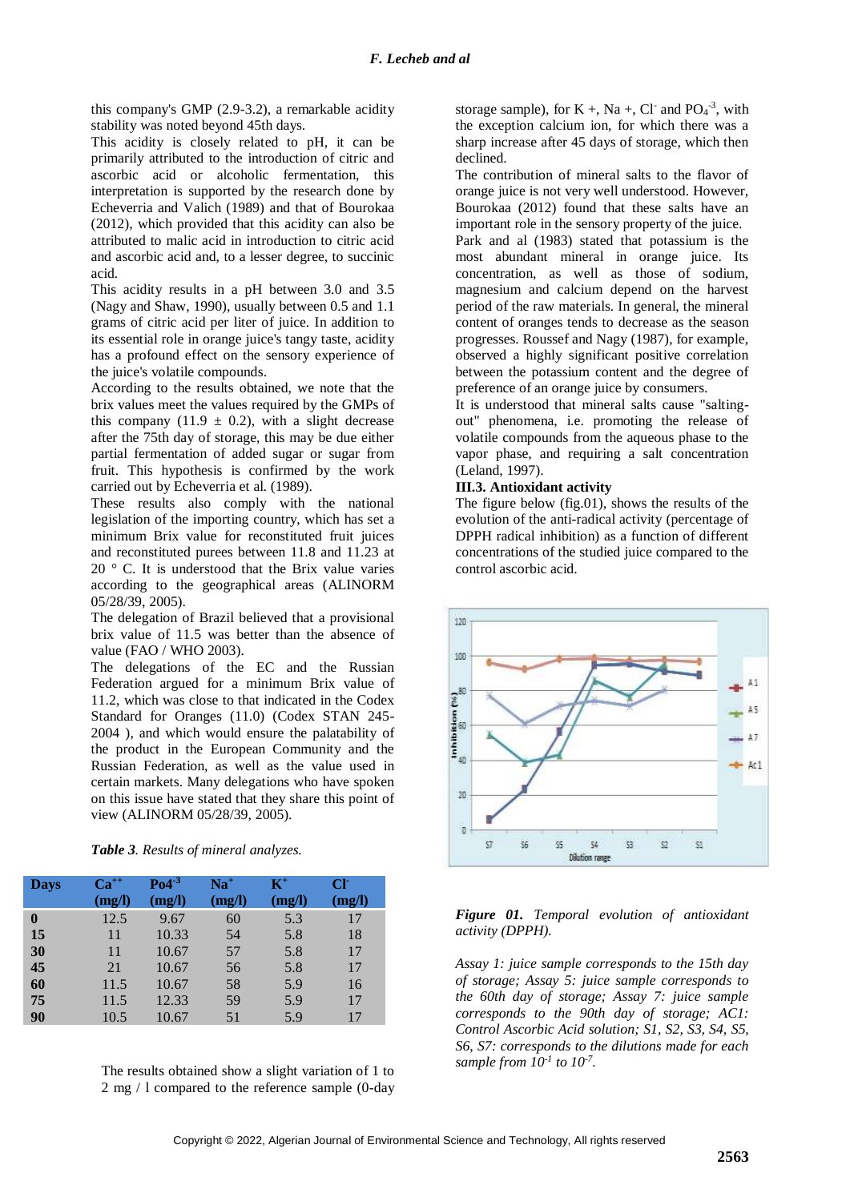this company's GMP (2.9-3.2), a remarkable acidity stability was noted beyond 45th days.

This acidity is closely related to pH, it can be primarily attributed to the introduction of citric and ascorbic acid or alcoholic fermentation, this interpretation is supported by the research done by Echeverria and Valich (1989) and that of Bourokaa (2012), which provided that this acidity can also be attributed to malic acid in introduction to citric acid and ascorbic acid and, to a lesser degree, to succinic acid.

This acidity results in a pH between 3.0 and 3.5 (Nagy and Shaw, 1990), usually between 0.5 and 1.1 grams of citric acid per liter of juice. In addition to its essential role in orange juice's tangy taste, acidity has a profound effect on the sensory experience of the juice's volatile compounds.

According to the results obtained, we note that the brix values meet the values required by the GMPs of this company (11.9 ± 0.2), with a slight decrease after the 75th day of storage, this may be due either partial fermentation of added sugar or sugar from fruit. This hypothesis is confirmed by the work carried out by Echeverria et al. (1989).

These results also comply with the national legislation of the importing country, which has set a minimum Brix value for reconstituted fruit juices and reconstituted purees between 11.8 and 11.23 at 20 ° C. It is understood that the Brix value varies according to the geographical areas (ALINORM 05/28/39, 2005).

The delegation of Brazil believed that a provisional brix value of 11.5 was better than the absence of value (FAO / WHO 2003).

The delegations of the EC and the Russian Federation argued for a minimum Brix value of 11.2, which was close to that indicated in the Codex Standard for Oranges (11.0) (Codex STAN 245-2004 ), and which would ensure the palatability of the product in the European Community and the Russian Federation, as well as the value used in certain markets. Many delegations who have spoken on this issue have stated that they share this point of view (ALINORM 05/28/39, 2005).

***Table 3**. Results of mineral analyzes.*

| Days | $Ca^{++}$ (mg/l) | $Po4^{-3}$ (mg/l) | $Na^{+}$ (mg/l) | $K^{+}$ (mg/l) | $Cl^{-}$ (mg/l) |
|---|---|---|---|---|---|
| **0** | 12.5 | 9.67 | 60 | 5.3 | 17 |
| **15** | 11 | 10.33 | 54 | 5.8 | 18 |
| **30** | 11 | 10.67 | 57 | 5.8 | 17 |
| **45** | 21 | 10.67 | 56 | 5.8 | 17 |
| **60** | 11.5 | 10.67 | 58 | 5.9 | 16 |
| **75** | 11.5 | 12.33 | 59 | 5.9 | 17 |
| **90** | 10.5 | 10.67 | 51 | 5.9 | 17 |

The results obtained show a slight variation of 1 to 2 mg / l compared to the reference sample (0-day storage sample), for K +, Na +, $Cl^{-}$ and $PO_4^{-3}$, with the exception calcium ion, for which there was a sharp increase after 45 days of storage, which then declined.

The contribution of mineral salts to the flavor of orange juice is not very well understood. However, Bourokaa (2012) found that these salts have an important role in the sensory property of the juice.

Park and al (1983) stated that potassium is the most abundant mineral in orange juice. Its concentration, as well as those of sodium, magnesium and calcium depend on the harvest period of the raw materials. In general, the mineral content of oranges tends to decrease as the season progresses. Roussef and Nagy (1987), for example, observed a highly significant positive correlation between the potassium content and the degree of preference of an orange juice by consumers.

It is understood that mineral salts cause "salting-out" phenomena, i.e. promoting the release of volatile compounds from the aqueous phase to the vapor phase, and requiring a salt concentration (Leland, 1997).

### III.3. Antioxidant activity

The figure below (fig.01), shows the results of the evolution of the anti-radical activity (percentage of DPPH radical inhibition) as a function of different concentrations of the studied juice compared to the control ascorbic acid.

***Figure 01.** Temporal evolution of antioxidant activity (DPPH).*

*Assay 1: juice sample corresponds to the 15th day of storage; Assay 5: juice sample corresponds to the 60th day of storage; Assay 7: juice sample corresponds to the 90th day of storage; AC1: Control Ascorbic Acid solution; S1, S2, S3, S4, S5, S6, S7: corresponds to the dilutions made for each sample from $10^{-1}$ to $10^{-7}$.*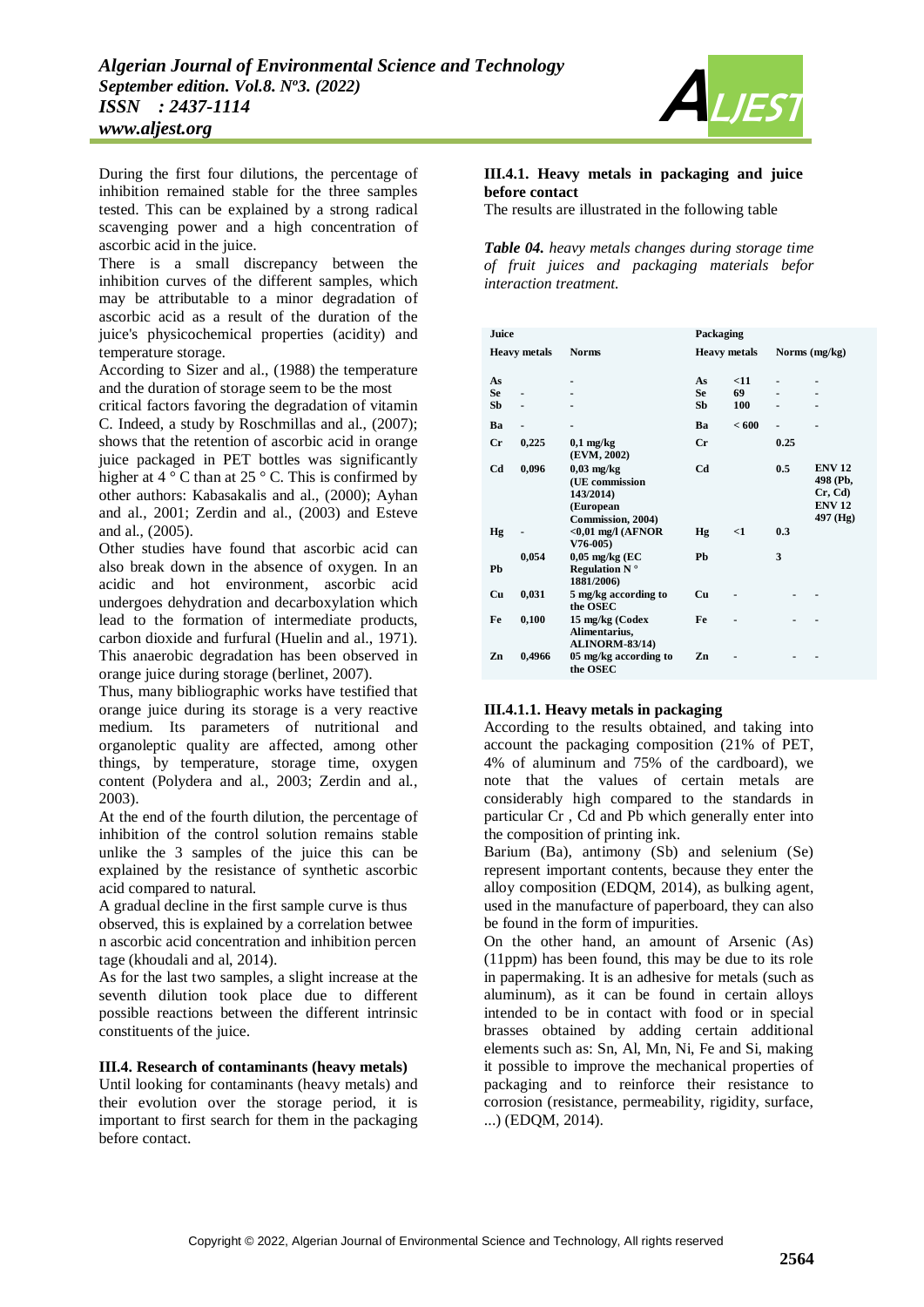During the first four dilutions, the percentage of inhibition remained stable for the three samples tested. This can be explained by a strong radical scavenging power and a high concentration of ascorbic acid in the juice.

There is a small discrepancy between the inhibition curves of the different samples, which may be attributable to a minor degradation of ascorbic acid as a result of the duration of the juice's physicochemical properties (acidity) and temperature storage.

According to Sizer and al., (1988) the temperature and the duration of storage seem to be the most critical factors favoring the degradation of vitamin C. Indeed, a study by Roschmillas and al., (2007); shows that the retention of ascorbic acid in orange juice packaged in PET bottles was significantly higher at 4 ° C than at 25 ° C. This is confirmed by other authors: Kabasakalis and al., (2000); Ayhan and al., 2001; Zerdin and al., (2003) and Esteve and al., (2005).

Other studies have found that ascorbic acid can also break down in the absence of oxygen. In an acidic and hot environment, ascorbic acid undergoes dehydration and decarboxylation which lead to the formation of intermediate products, carbon dioxide and furfural (Huelin and al., 1971). This anaerobic degradation has been observed in orange juice during storage (berlinet, 2007).

Thus, many bibliographic works have testified that orange juice during its storage is a very reactive medium. Its parameters of nutritional and organoleptic quality are affected, among other things, by temperature, storage time, oxygen content (Polydera and al., 2003; Zerdin and al., 2003).

At the end of the fourth dilution, the percentage of inhibition of the control solution remains stable unlike the 3 samples of the juice this can be explained by the resistance of synthetic ascorbic acid compared to natural.

A gradual decline in the first sample curve is thus observed, this is explained by a correlation betwee n ascorbic acid concentration and inhibition percen tage (khoudali and al, 2014).

As for the last two samples, a slight increase at the seventh dilution took place due to different possible reactions between the different intrinsic constituents of the juice.

### III.4. Research of contaminants (heavy metals)

Until looking for contaminants (heavy metals) and their evolution over the storage period, it is important to first search for them in the packaging before contact.

#### III.4.1. Heavy metals in packaging and juice before contact

The results are illustrated in the following table

***Table 04.*** *heavy metals changes during storage time of fruit juices and packaging materials befor interaction treatment.*

| Juice | | | Packaging | | | |
|---|---|---|---|---|---|---|
| Heavy metals | | Norms | Heavy metals | | Norms (mg/kg) | |
| As | | - | As | <11 | - | - |
| Se | - | - | Se | 69 | - | - |
| Sb | - | - | Sb | 100 | - | - |
| Ba | - | - | Ba | < 600 | - | - |
| Cr | 0,225 | 0,1 mg/kg (EVM, 2002) | Cr | | 0.25 | |
| Cd | 0,096 | 0,03 mg/kg (UE commission 143/2014) (European Commission, 2004) | Cd | | 0.5 | ENV 12 498 (Pb, Cr, Cd) ENV 12 497 (Hg) |
| Hg | - | <0,01 mg/l (AFNOR V76-005) | Hg | <1 | 0.3 | |
| Pb | 0,054 | 0,05 mg/kg (EC Regulation N ° 1881/2006) | Pb | | 3 | |
| Cu | 0,031 | 5 mg/kg according to the OSEC | Cu | - | - | - |
| Fe | 0,100 | 15 mg/kg (Codex Alimentarius, ALINORM-83/14) | Fe | - | - | - |
| Zn | 0,4966 | 05 mg/kg according to the OSEC | Zn | - | - | - |

##### III.4.1.1. Heavy metals in packaging

According to the results obtained, and taking into account the packaging composition (21% of PET, 4% of aluminum and 75% of the cardboard), we note that the values of certain metals are considerably high compared to the standards in particular Cr , Cd and Pb which generally enter into the composition of printing ink.

Barium (Ba), antimony (Sb) and selenium (Se) represent important contents, because they enter the alloy composition (EDQM, 2014), as bulking agent, used in the manufacture of paperboard, they can also be found in the form of impurities.

On the other hand, an amount of Arsenic (As) (11ppm) has been found, this may be due to its role in papermaking. It is an adhesive for metals (such as aluminum), as it can be found in certain alloys intended to be in contact with food or in special brasses obtained by adding certain additional elements such as: Sn, Al, Mn, Ni, Fe and Si, making it possible to improve the mechanical properties of packaging and to reinforce their resistance to corrosion (resistance, permeability, rigidity, surface, ...) (EDQM, 2014).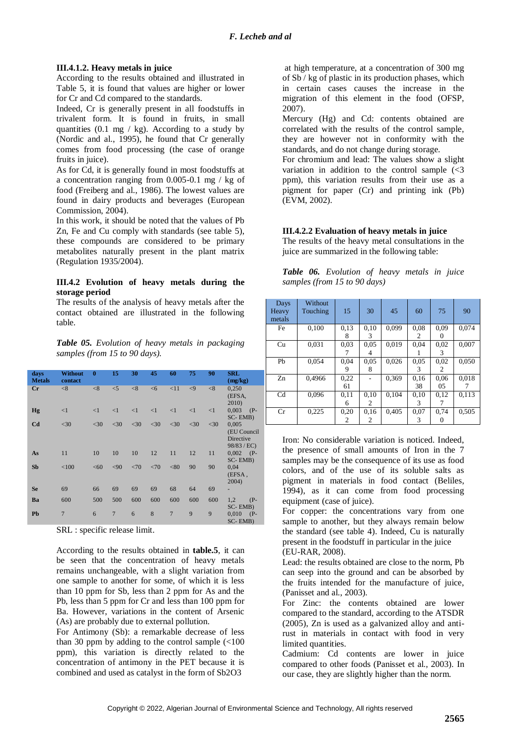#### III.4.1.2. Heavy metals in juice

According to the results obtained and illustrated in Table 5, it is found that values are higher or lower for Cr and Cd compared to the standards.

Indeed, Cr is generally present in all foodstuffs in trivalent form. It is found in fruits, in small quantities (0.1 mg / kg). According to a study by (Nordic and al., 1995), he found that Cr generally comes from food processing (the case of orange fruits in juice).

As for Cd, it is generally found in most foodstuffs at a concentration ranging from 0.005-0.1 mg / kg of food (Freiberg and al., 1986). The lowest values are found in dairy products and beverages (European Commission, 2004).

In this work, it should be noted that the values of Pb Zn, Fe and Cu comply with standards (see table 5), these compounds are considered to be primary metabolites naturally present in the plant matrix (Regulation 1935/2004).

### III.4.2 Evolution of heavy metals during the storage period

The results of the analysis of heavy metals after the contact obtained are illustrated in the following table.

***Table 05.*** *Evolution of heavy metals in packaging samples (from 15 to 90 days).*

| days Metals | Without contact | 0 | 15 | 30 | 45 | 60 | 75 | 90 | SRL (mg/kg) |
|---|---|---|---|---|---|---|---|---|---|
| Cr | <8 | <8 | <5 | <8 | <6 | <11 | <9 | <8 | 0,250 (EFSA, 2010) |
| Hg | <1 | <1 | <1 | <1 | <1 | <1 | <1 | <1 | 0,003 (P-SC- EMB) |
| Cd | <30 | <30 | <30 | <30 | <30 | <30 | <30 | <30 | 0,005 (EU Council Directive 98/83 / EC) |
| As | 11 | 10 | 10 | 10 | 12 | 11 | 12 | 11 | 0,002 (P-SC- EMB) |
| Sb | <100 | <60 | <90 | <70 | <70 | <80 | 90 | 90 | 0,04 (EFSA , 2004) |
| Se | 69 | 66 | 69 | 69 | 69 | 68 | 64 | 69 | - |
| Ba | 600 | 500 | 500 | 600 | 600 | 600 | 600 | 600 | 1,2 (P-SC- EMB) |
| Pb | 7 | 6 | 7 | 6 | 8 | 7 | 9 | 9 | 0,010 (P-SC- EMB) |

SRL : specific release limit.

According to the results obtained in **table.5**, it can be seen that the concentration of heavy metals remains unchangeable, with a slight variation from one sample to another for some, of which it is less than 10 ppm for Sb, less than 2 ppm for As and the Pb, less than 5 ppm for Cr and less than 100 ppm for Ba. However, variations in the content of Arsenic (As) are probably due to external pollution.

For Antimony (Sb): a remarkable decrease of less than 30 ppm by adding to the control sample (<100 ppm), this variation is directly related to the concentration of antimony in the PET because it is combined and used as catalyst in the form of $Sb_2O_3$ at high temperature, at a concentration of 300 mg of Sb / kg of plastic in its production phases, which in certain cases causes the increase in the migration of this element in the food (OFSP, 2007).

Mercury (Hg) and Cd: contents obtained are correlated with the results of the control sample, they are however not in conformity with the standards, and do not change during storage.

For chromium and lead: The values show a slight variation in addition to the control sample (<3 ppm), this variation results from their use as a pigment for paper (Cr) and printing ink (Pb) (EVM, 2002).

#### III.4.2.2 Evaluation of heavy metals in juice

The results of the heavy metal consultations in the juice are summarized in the following table:

***Table 06.*** *Evolution of heavy metals in juice samples (from 15 to 90 days)*

| Days Heavy metals | Without Touching | 15 | 30 | 45 | 60 | 75 | 90 |
|---|---|---|---|---|---|---|---|
| Fe | 0,100 | 0,138 | 0,103 | 0,099 | 0,082 | 0,090 | 0,074 |
| Cu | 0,031 | 0,037 | 0,054 | 0,019 | 0,041 | 0,023 | 0,007 |
| Pb | 0,054 | 0,049 | 0,058 | 0,026 | 0,053 | 0,022 | 0,050 |
| Zn | 0,4966 | 0,2261 | - | 0,369 | 0,1638 | 0,0605 | 0,0187 |
| Cd | 0,096 | 0,116 | 0,102 | 0,104 | 0,103 | 0,127 | 0,113 |
| Cr | 0,225 | 0,202 | 0,162 | 0,405 | 0,073 | 0,740 | 0,505 |

Iron: No considerable variation is noticed. Indeed, the presence of small amounts of Iron in the 7 samples may be the consequence of its use as food colors, and of the use of its soluble salts as pigment in materials in food contact (Beliles, 1994), as it can come from food processing equipment (case of juice).

For copper: the concentrations vary from one sample to another, but they always remain below the standard (see table 4). Indeed, Cu is naturally present in the foodstuff in particular in the juice (EU-RAR, 2008).

Lead: the results obtained are close to the norm, Pb can seep into the ground and can be absorbed by the fruits intended for the manufacture of juice, (Panisset and al., 2003).

For Zinc: the contents obtained are lower compared to the standard, according to the ATSDR (2005), Zn is used as a galvanized alloy and anti-rust in materials in contact with food in very limited quantities.

Cadmium: Cd contents are lower in juice compared to other foods (Panisset et al., 2003). In our case, they are slightly higher than the norm.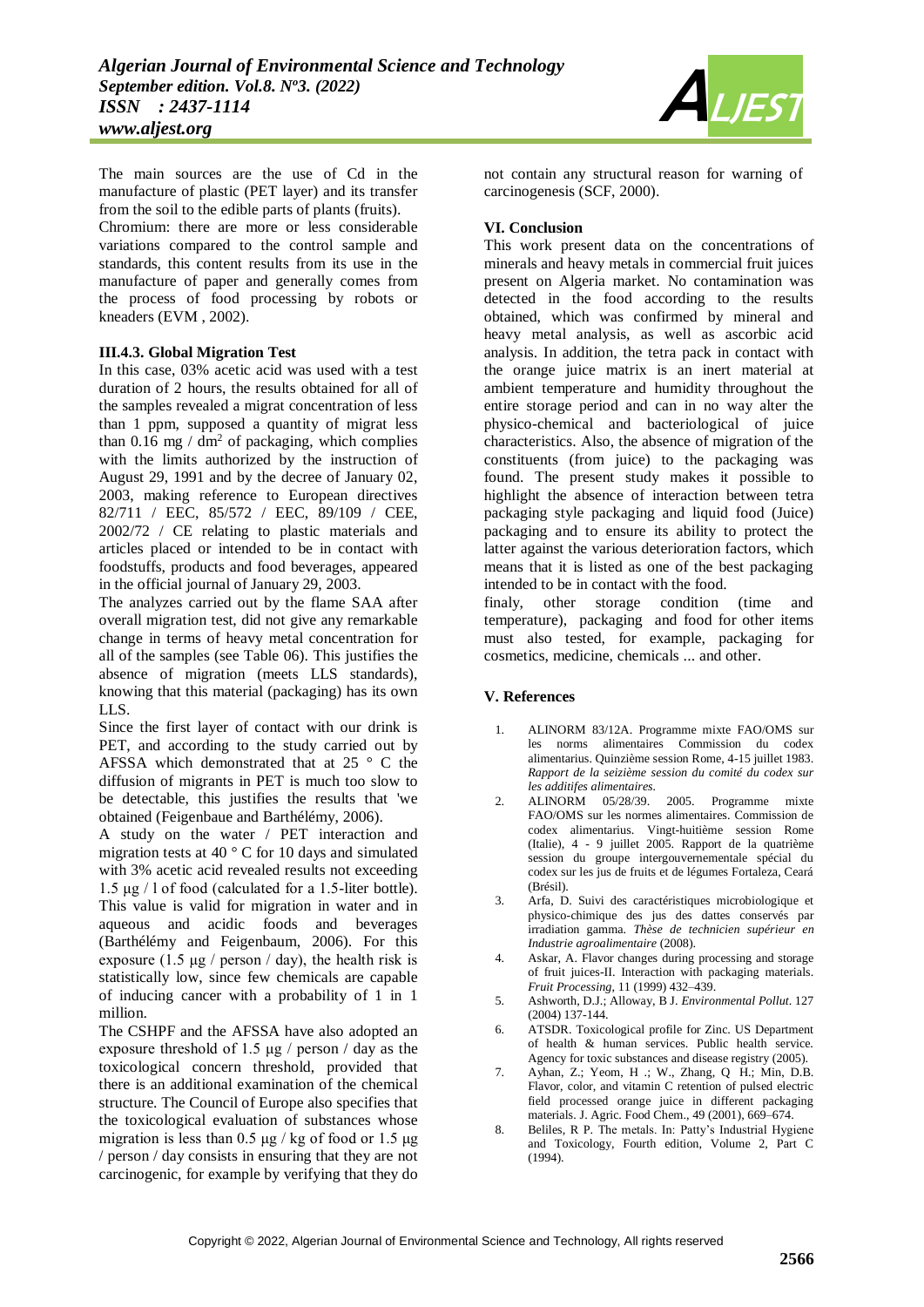The main sources are the use of Cd in the manufacture of plastic (PET layer) and its transfer from the soil to the edible parts of plants (fruits).

Chromium: there are more or less considerable variations compared to the control sample and standards, this content results from its use in the manufacture of paper and generally comes from the process of food processing by robots or kneaders (EVM , 2002).

### III.4.3. Global Migration Test

In this case, 03% acetic acid was used with a test duration of 2 hours, the results obtained for all of the samples revealed a migrat concentration of less than 1 ppm, supposed a quantity of migrat less than 0.16 mg / $dm^2$ of packaging, which complies with the limits authorized by the instruction of August 29, 1991 and by the decree of January 02, 2003, making reference to European directives 82/711 / EEC, 85/572 / EEC, 89/109 / CEE, 2002/72 / CE relating to plastic materials and articles placed or intended to be in contact with foodstuffs, products and food beverages, appeared in the official journal of January 29, 2003.

The analyzes carried out by the flame SAA after overall migration test, did not give any remarkable change in terms of heavy metal concentration for all of the samples (see Table 06). This justifies the absence of migration (meets LLS standards), knowing that this material (packaging) has its own LLS.

Since the first layer of contact with our drink is PET, and according to the study carried out by AFSSA which demonstrated that at 25 ° C the diffusion of migrants in PET is much too slow to be detectable, this justifies the results that 'we obtained (Feigenbaue and Barthélémy, 2006).

A study on the water / PET interaction and migration tests at 40 ° C for 10 days and simulated with 3% acetic acid revealed results not exceeding 1.5 µg / l of food (calculated for a 1.5-liter bottle). This value is valid for migration in water and in aqueous and acidic foods and beverages (Barthélémy and Feigenbaum, 2006). For this exposure (1.5 µg / person / day), the health risk is statistically low, since few chemicals are capable of inducing cancer with a probability of 1 in 1 million.

The CSHPF and the AFSSA have also adopted an exposure threshold of 1.5 µg / person / day as the toxicological concern threshold, provided that there is an additional examination of the chemical structure. The Council of Europe also specifies that the toxicological evaluation of substances whose migration is less than 0.5 µg / kg of food or 1.5 µg / person / day consists in ensuring that they are not carcinogenic, for example by verifying that they do not contain any structural reason for warning of carcinogenesis (SCF, 2000).

## VI. Conclusion

This work present data on the concentrations of minerals and heavy metals in commercial fruit juices present on Algeria market. No contamination was detected in the food according to the results obtained, which was confirmed by mineral and heavy metal analysis, as well as ascorbic acid analysis. In addition, the tetra pack in contact with the orange juice matrix is an inert material at ambient temperature and humidity throughout the entire storage period and can in no way alter the physico-chemical and bacteriological of juice characteristics. Also, the absence of migration of the constituents (from juice) to the packaging was found. The present study makes it possible to highlight the absence of interaction between tetra packaging style packaging and liquid food (Juice) packaging and to ensure its ability to protect the latter against the various deterioration factors, which means that it is listed as one of the best packaging intended to be in contact with the food.

finaly, other storage condition (time and temperature), packaging and food for other items must also tested, for example, packaging for cosmetics, medicine, chemicals ... and other.

## V. References

1. ALINORM 83/12A. Programme mixte FAO/OMS sur les norms alimentaires Commission du codex alimentarius. Quinzième session Rome, 4-15 juillet 1983. *Rapport de la seizième session du comité du codex sur les additifes alimentaires.*
2. ALINORM 05/28/39. 2005. Programme mixte FAO/OMS sur les normes alimentaires. Commission de codex alimentarius. Vingt-huitième session Rome (Italie), 4 - 9 juillet 2005. Rapport de la quatrième session du groupe intergouvernementale spécial du codex sur les jus de fruits et de légumes Fortaleza, Ceará (Brésil).
3. Arfa, D. Suivi des caractéristiques microbiologique et physico-chimique des jus des dattes conservés par irradiation gamma. *Thèse de technicien supérieur en Industrie agroalimentaire* (2008).
4. Askar, A. Flavor changes during processing and storage of fruit juices-II. Interaction with packaging materials. *Fruit Processing*, 11 (1999) 432–439.
5. Ashworth, D.J.; Alloway, B J. *Environmental Pollut*. 127 (2004) 137-144.
6. ATSDR. Toxicological profile for Zinc. US Department of health & human services. Public health service. Agency for toxic substances and disease registry (2005).
7. Ayhan, Z.; Yeom, H .; W., Zhang, Q H.; Min, D.B. Flavor, color, and vitamin C retention of pulsed electric field processed orange juice in different packaging materials. J. Agric. Food Chem., 49 (2001), 669–674.
8. Beliles, R P. The metals. In: Patty's Industrial Hygiene and Toxicology, Fourth edition, Volume 2, Part C (1994).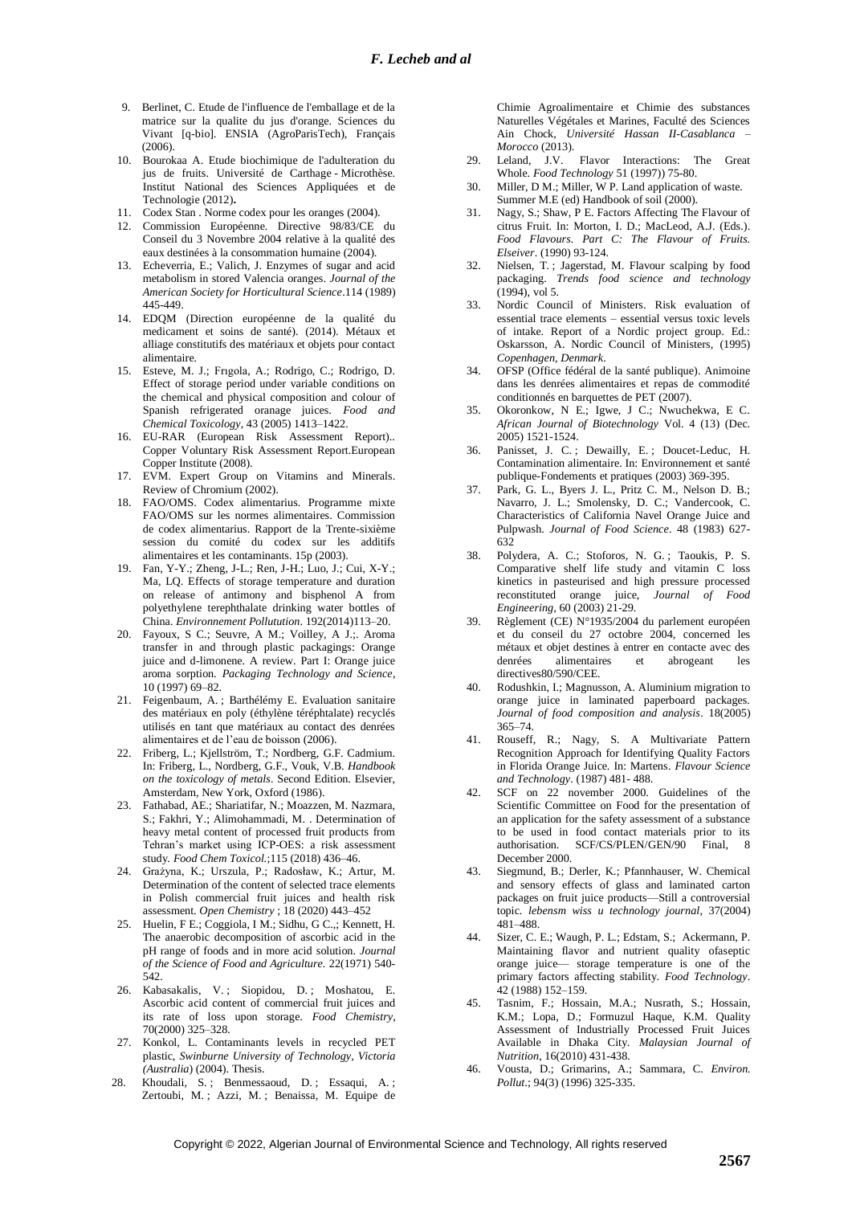9. Berlinet, C. Etude de l'influence de l'emballage et de la matrice sur la qualite du jus d'orange. Sciences du Vivant [q-bio]. ENSIA (AgroParisTech), Français (2006).
10. Bourokaa A. Etude biochimique de l'adulteration du jus de fruits. Université de Carthage - Microthèse. Institut National des Sciences Appliquées et de Technologie (2012).
11. Codex Stan . Norme codex pour les oranges (2004).
12. Commission Européenne. Directive 98/83/CE du Conseil du 3 Novembre 2004 relative à la qualité des eaux destinées à la consommation humaine (2004).
13. Echeverria, E.; Valich, J. Enzymes of sugar and acid metabolism in stored Valencia oranges. *Journal of the American Society for Horticultural Science*.114 (1989) 445-449.
14. EDQM (Direction européenne de la qualité du medicament et soins de santé). (2014). Métaux et alliage constitutifs des matériaux et objets pour contact alimentaire.
15. Esteve, M. J.; Frıgola, A.; Rodrigo, C.; Rodrigo, D. Effect of storage period under variable conditions on the chemical and physical composition and colour of Spanish refrigerated oranage juices. *Food and Chemical Toxicology*, 43 (2005) 1413–1422.
16. EU-RAR (European Risk Assessment Report).. Copper Voluntary Risk Assessment Report.European Copper Institute (2008).
17. EVM. Expert Group on Vitamins and Minerals. Review of Chromium (2002).
18. FAO/OMS. Codex alimentarius. Programme mixte FAO/OMS sur les normes alimentaires. Commission de codex alimentarius. Rapport de la Trente-sixième session du comité du codex sur les additifs alimentaires et les contaminants. 15p (2003).
19. Fan, Y-Y.; Zheng, J-L.; Ren, J-H.; Luo, J.; Cui, X-Y.; Ma, LQ. Effects of storage temperature and duration on release of antimony and bisphenol A from polyethylene terephthalate drinking water bottles of China. *Environnement Pollutution*. 192(2014)113–20.
20. Fayoux, S C.; Seuvre, A M.; Voilley, A J.;. Aroma transfer in and through plastic packagings: Orange juice and d-limonene. A review. Part I: Orange juice aroma sorption. *Packaging Technology and Science*, 10 (1997) 69–82.
21. Feigenbaum, A. ; Barthélémy E. Evaluation sanitaire des matériaux en poly (éthylène téréphtalate) recyclés utilisés en tant que matériaux au contact des denrées alimentaires et de l'eau de boisson (2006).
22. Friberg, L.; Kjellström, T.; Nordberg, G.F. Cadmium. In: Friberg, L., Nordberg, G.F., Vouk, V.B. *Handbook on the toxicology of metals*. Second Edition. Elsevier, Amsterdam, New York, Oxford (1986).
23. Fathabad, AE.; Shariatifar, N.; Moazzen, M. Nazmara, S.; Fakhri, Y.; Alimohammadi, M. . Determination of heavy metal content of processed fruit products from Tehran's market using ICP-OES: a risk assessment study. *Food Chem Toxicol.*;115 (2018) 436–46.
24. Grażyna, K.; Urszula, P.; Radosław, K.; Artur, M. Determination of the content of selected trace elements in Polish commercial fruit juices and health risk assessment. *Open Chemistry* ; 18 (2020) 443–452
25. Huelin, F E.; Coggiola, I M.; Sidhu, G C.,; Kennett, H. The anaerobic decomposition of ascorbic acid in the pH range of foods and in more acid solution. *Journal of the Science of Food and Agriculture.* 22(1971) 540-542.
26. Kabasakalis, V. ; Siopidou, D. ; Moshatou, E. Ascorbic acid content of commercial fruit juices and its rate of loss upon storage. *Food Chemistry*, 70(2000) 325–328.
27. Konkol, L. Contaminants levels in recycled PET plastic, *Swinburne University of Technology, Victoria (Australia*) (2004). Thesis.
28. Khoudali, S. ; Benmessaoud, D. ; Essaqui, A. ; Zertoubi, M. ; Azzi, M. ; Benaissa, M. Equipe de Chimie Agroalimentaire et Chimie des substances Naturelles Végétales et Marines, Faculté des Sciences Ain Chock, *Université Hassan II-Casablanca – Morocco* (2013).
29. Leland, J.V. Flavor Interactions: The Great Whole. *Food Technology* 51 (1997)) 75-80.
30. Miller, D M.; Miller, W P. Land application of waste. Summer M.E (ed) Handbook of soil (2000).
31. Nagy, S.; Shaw, P E. Factors Affecting The Flavour of citrus Fruit. In: Morton, I. D.; MacLeod, A.J. (Eds.). *Food Flavours. Part C: The Flavour of Fruits. Elseiver*. (1990) 93-124.
32. Nielsen, T. ; Jagerstad, M. Flavour scalping by food packaging. *Trends food science and technology* (1994), vol 5.
33. Nordic Council of Ministers. Risk evaluation of essential trace elements – essential versus toxic levels of intake. Report of a Nordic project group. Ed.: Oskarsson, A. Nordic Council of Ministers, (1995) *Copenhagen, Denmark*.
34. OFSP (Office fédéral de la santé publique). Animoine dans les denrées alimentaires et repas de commodité conditionnés en barquettes de PET (2007).
35. Okoronkow, N E.; Igwe, J C.; Nwuchekwa, E C. *African Journal of Biotechnology* Vol. 4 (13) (Dec. 2005) 1521-1524.
36. Panisset, J. C. ; Dewailly, E. ; Doucet-Leduc, H. Contamination alimentaire. In: Environnement et santé publique-Fondements et pratiques (2003) 369-395.
37. Park, G. L., Byers J. L., Pritz C. M., Nelson D. B.; Navarro, J. L.; Smolensky, D. C.; Vandercook, C. Characteristics of California Navel Orange Juice and Pulpwash. *Journal of Food Science*. 48 (1983) 627-632
38. Polydera, A. C.; Stoforos, N. G. ; Taoukis, P. S. Comparative shelf life study and vitamin C loss kinetics in pasteurised and high pressure processed reconstituted orange juice, *Journal of Food Engineering*, 60 (2003) 21-29.
39. Règlement (CE) N°1935/2004 du parlement européen et du conseil du 27 octobre 2004, concerned les métaux et objet destines à entrer en contacte avec des denrées alimentaires et abrogeant les directives80/590/CEE.
40. Rodushkin, I.; Magnusson, A. Aluminium migration to orange juice in laminated paperboard packages. *Journal of food composition and analysis*. 18(2005) 365–74.
41. Rouseff, R.; Nagy, S. A Multivariate Pattern Recognition Approach for Identifying Quality Factors in Florida Orange Juice. In: Martens. *Flavour Science and Technology*. (1987) 481- 488.
42. SCF on 22 november 2000. Guidelines of the Scientific Committee on Food for the presentation of an application for the safety assessment of a substance to be used in food contact materials prior to its authorisation. SCF/CS/PLEN/GEN/90 Final, 8 December 2000.
43. Siegmund, B.; Derler, K.; Pfannhauser, W. Chemical and sensory effects of glass and laminated carton packages on fruit juice products—Still a controversial topic. *lebensm wiss u technology journal*, 37(2004) 481–488.
44. Sizer, C. E.; Waugh, P. L.; Edstam, S.; Ackermann, P. Maintaining flavor and nutrient quality ofaseptic orange juice— storage temperature is one of the primary factors affecting stability. *Food Technology*. 42 (1988) 152–159.
45. Tasnim, F.; Hossain, M.A.; Nusrath, S.; Hossain, K.M.; Lopa, D.; Formuzul Haque, K.M. Quality Assessment of Industrially Processed Fruit Juices Available in Dhaka City. *Malaysian Journal of Nutrition*, 16(2010) 431-438.
46. Vousta, D.; Grimarins, A.; Sammara, C. *Environ. Pollut*.; 94(3) (1996) 325-335.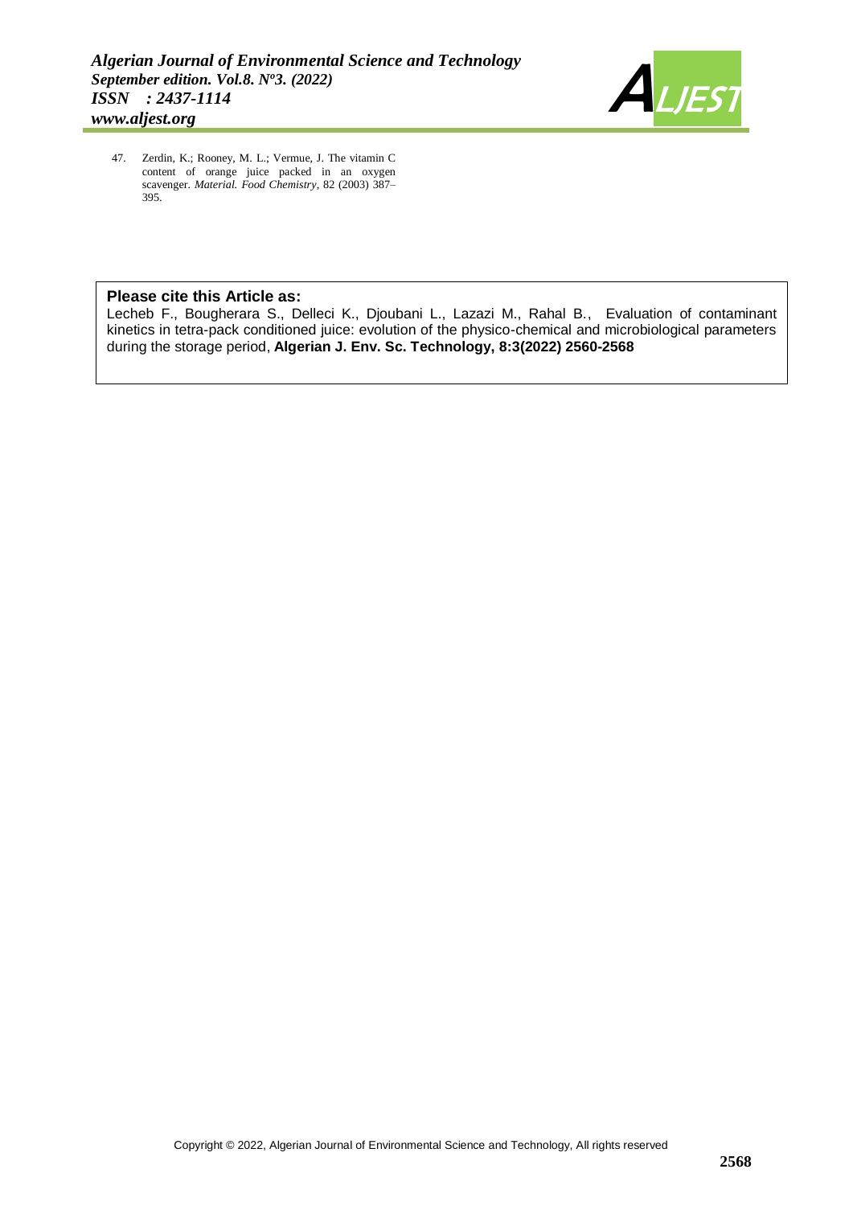47. Zerdin, K.; Rooney, M. L.; Vermue, J. The vitamin C content of orange juice packed in an oxygen scavenger. *Material. Food Chemistry*, 82 (2003) 387–395.

**Please cite this Article as:**

Lecheb F., Bougherara S., Delleci K., Djoubani L., Lazazi M., Rahal B., Evaluation of contaminant kinetics in tetra-pack conditioned juice: evolution of the physico-chemical and microbiological parameters during the storage period, **Algerian J. Env. Sc. Technology, 8:3(2022) 2560-2568**